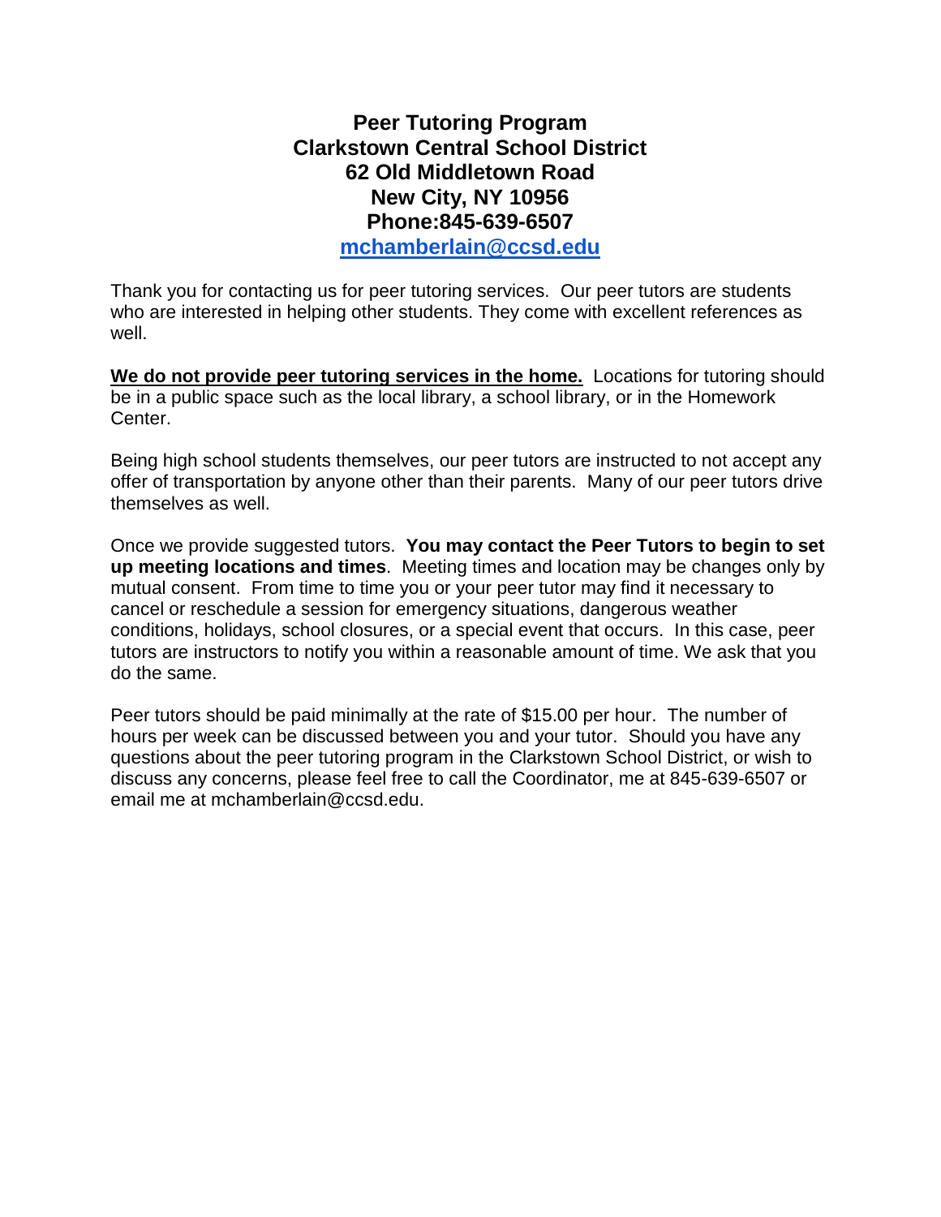**Peer Tutoring Program**
**Clarkstown Central School District**
**62 Old Middletown Road**
**New City, NY 10956**
**Phone:845-639-6507**
**mchamberlain@ccsd.edu**

Thank you for contacting us for peer tutoring services. Our peer tutors are students who are interested in helping other students. They come with excellent references as well.

**We do not provide peer tutoring services in the home.** Locations for tutoring should be in a public space such as the local library, a school library, or in the Homework Center.

Being high school students themselves, our peer tutors are instructed to not accept any offer of transportation by anyone other than their parents. Many of our peer tutors drive themselves as well.

Once we provide suggested tutors. **You may contact the Peer Tutors to begin to set up meeting locations and times**. Meeting times and location may be changes only by mutual consent. From time to time you or your peer tutor may find it necessary to cancel or reschedule a session for emergency situations, dangerous weather conditions, holidays, school closures, or a special event that occurs. In this case, peer tutors are instructors to notify you within a reasonable amount of time. We ask that you do the same.

Peer tutors should be paid minimally at the rate of $15.00 per hour. The number of hours per week can be discussed between you and your tutor. Should you have any questions about the peer tutoring program in the Clarkstown School District, or wish to discuss any concerns, please feel free to call the Coordinator, me at 845-639-6507 or email me at mchamberlain@ccsd.edu.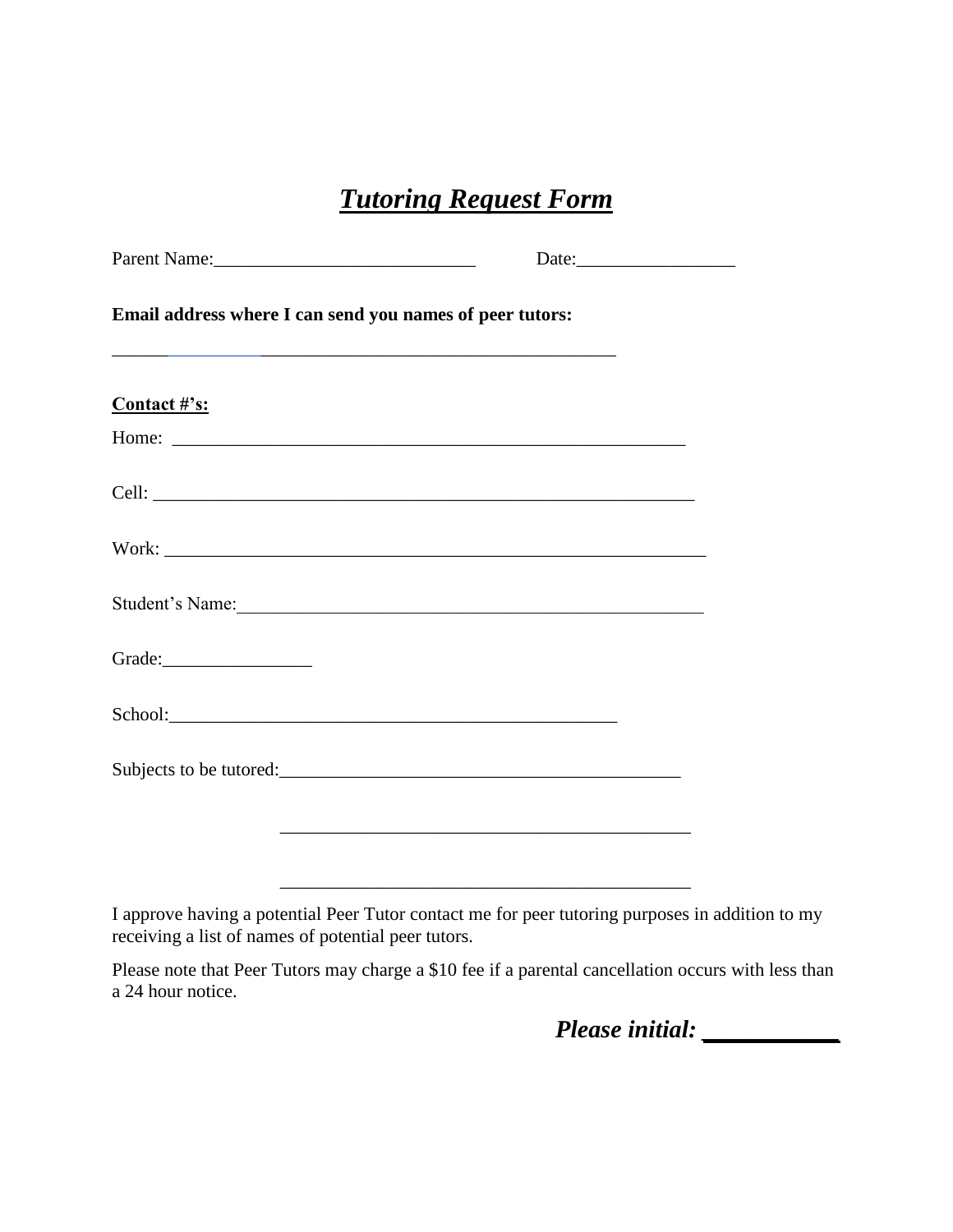# ***Tutoring Request Form***

Parent Name:____________________________ Date:_________________

**Email address where I can send you names of peer tutors:**

________________________________________________________

**Contact #'s:**

Home: ________________________________________________________

Cell: ____________________________________________________________

Work: ____________________________________________________________

Student's Name:____________________________________________________

Grade:________________

School:__________________________________________________

Subjects to be tutored:____________________________________________

____________________________________________

____________________________________________

I approve having a potential Peer Tutor contact me for peer tutoring purposes in addition to my receiving a list of names of potential peer tutors.

Please note that Peer Tutors may charge a $10 fee if a parental cancellation occurs with less than a 24 hour notice.

***Please initial: ___________***